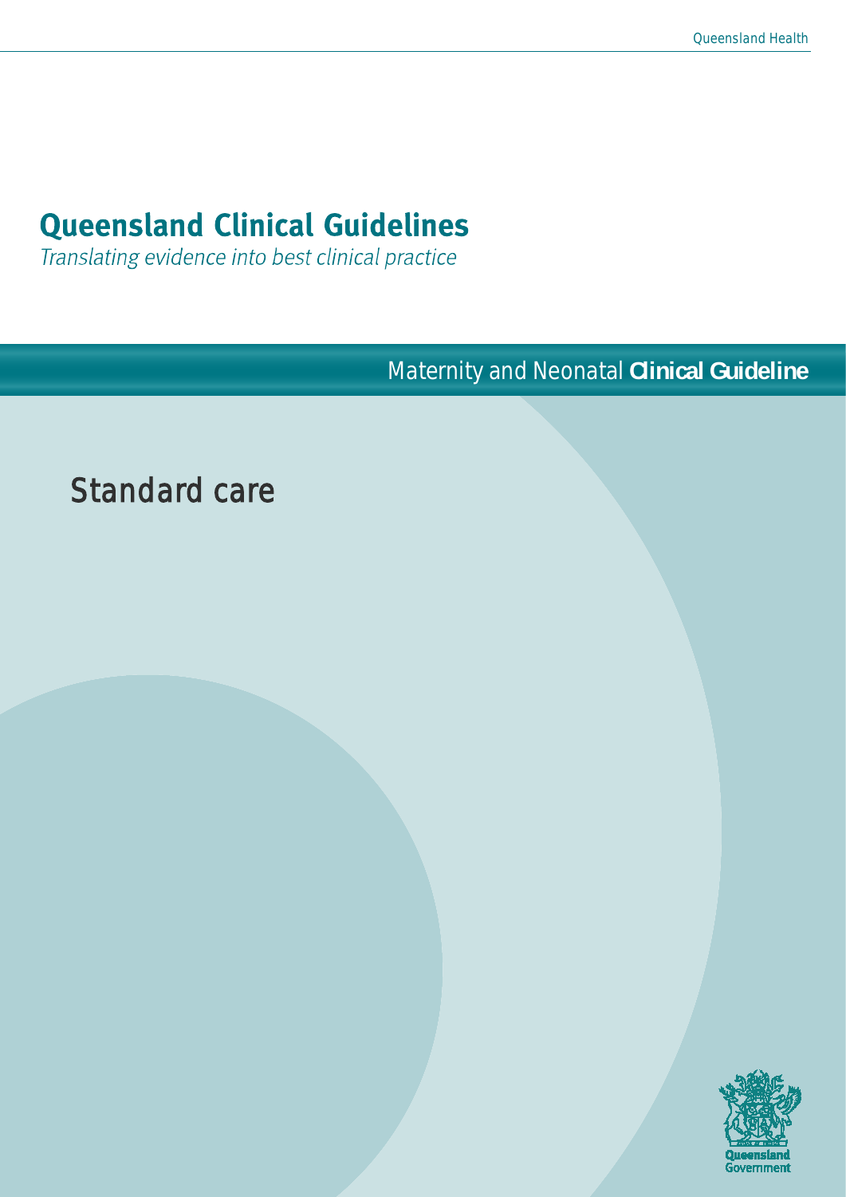# Queensland Clinical Guidelines

*Translating evidence into best clinical practice*

Maternity and Neonatal **Clinical Guideline**

## Standard care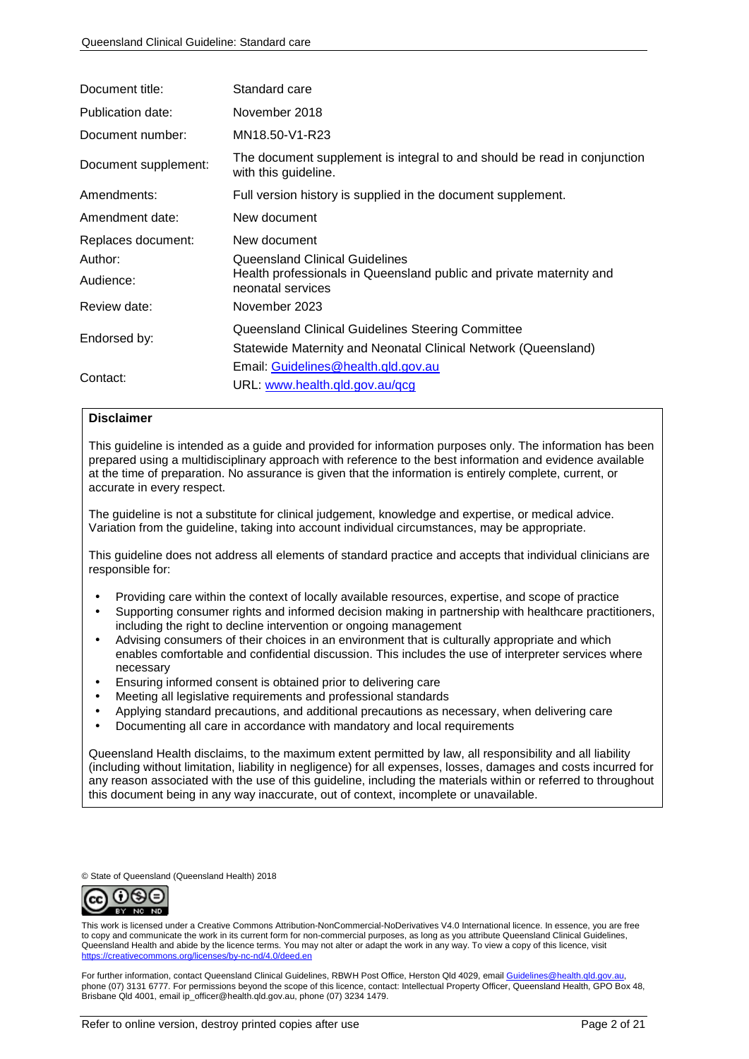| | |
|---|---|
| Document title: | Standard care |
| Publication date: | November 2018 |
| Document number: | MN18.50-V1-R23 |
| Document supplement: | The document supplement is integral to and should be read in conjunction with this guideline. |
| Amendments: | Full version history is supplied in the document supplement. |
| Amendment date: | New document |
| Replaces document: | New document |
| Author: | Queensland Clinical Guidelines |
| Audience: | Health professionals in Queensland public and private maternity and neonatal services |
| Review date: | November 2023 |
| Endorsed by: | Queensland Clinical Guidelines Steering Committee<br>Statewide Maternity and Neonatal Clinical Network (Queensland) |
| Contact: | Email: Guidelines@health.qld.gov.au<br>URL: www.health.qld.gov.au/qcg |

**Disclaimer**

This guideline is intended as a guide and provided for information purposes only. The information has been prepared using a multidisciplinary approach with reference to the best information and evidence available at the time of preparation. No assurance is given that the information is entirely complete, current, or accurate in every respect.

The guideline is not a substitute for clinical judgement, knowledge and expertise, or medical advice. Variation from the guideline, taking into account individual circumstances, may be appropriate.

This guideline does not address all elements of standard practice and accepts that individual clinicians are responsible for:

- Providing care within the context of locally available resources, expertise, and scope of practice
- Supporting consumer rights and informed decision making in partnership with healthcare practitioners, including the right to decline intervention or ongoing management
- Advising consumers of their choices in an environment that is culturally appropriate and which enables comfortable and confidential discussion. This includes the use of interpreter services where necessary
- Ensuring informed consent is obtained prior to delivering care
- Meeting all legislative requirements and professional standards
- Applying standard precautions, and additional precautions as necessary, when delivering care
- Documenting all care in accordance with mandatory and local requirements

Queensland Health disclaims, to the maximum extent permitted by law, all responsibility and all liability (including without limitation, liability in negligence) for all expenses, losses, damages and costs incurred for any reason associated with the use of this guideline, including the materials within or referred to throughout this document being in any way inaccurate, out of context, incomplete or unavailable.

© State of Queensland (Queensland Health) 2018

This work is licensed under a Creative Commons Attribution-NonCommercial-NoDerivatives V4.0 International licence. In essence, you are free to copy and communicate the work in its current form for non-commercial purposes, as long as you attribute Queensland Clinical Guidelines, Queensland Health and abide by the licence terms. You may not alter or adapt the work in any way. To view a copy of this licence, visit https://creativecommons.org/licenses/by-nc-nd/4.0/deed.en

For further information, contact Queensland Clinical Guidelines, RBWH Post Office, Herston Qld 4029, email Guidelines@health.qld.gov.au, phone (07) 3131 6777. For permissions beyond the scope of this licence, contact: Intellectual Property Officer, Queensland Health, GPO Box 48, Brisbane Qld 4001, email ip_officer@health.qld.gov.au, phone (07) 3234 1479.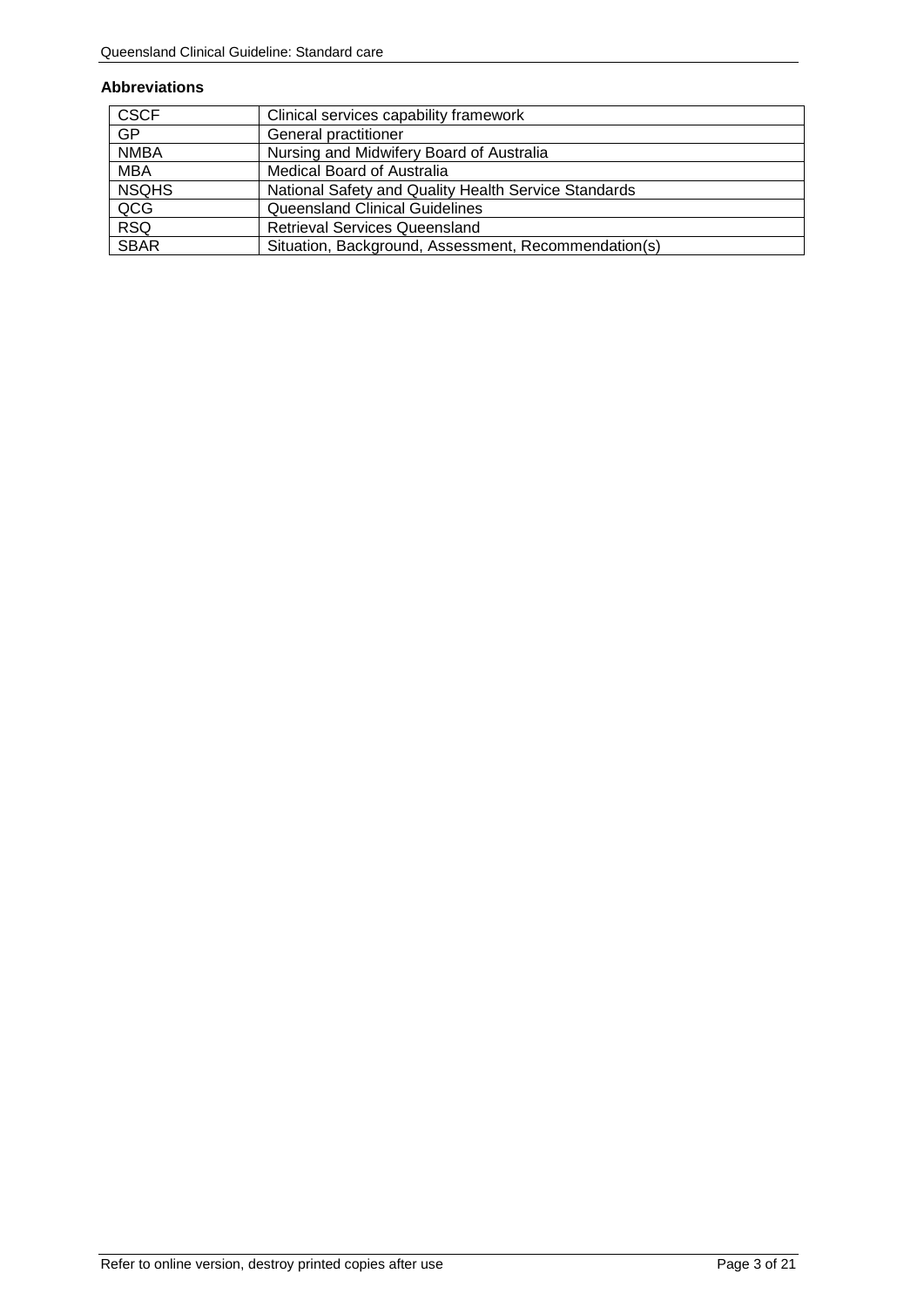**Abbreviations**

| | |
|---|---|
| CSCF | Clinical services capability framework |
| GP | General practitioner |
| NMBA | Nursing and Midwifery Board of Australia |
| MBA | Medical Board of Australia |
| NSQHS | National Safety and Quality Health Service Standards |
| QCG | Queensland Clinical Guidelines |
| RSQ | Retrieval Services Queensland |
| SBAR | Situation, Background, Assessment, Recommendation(s) |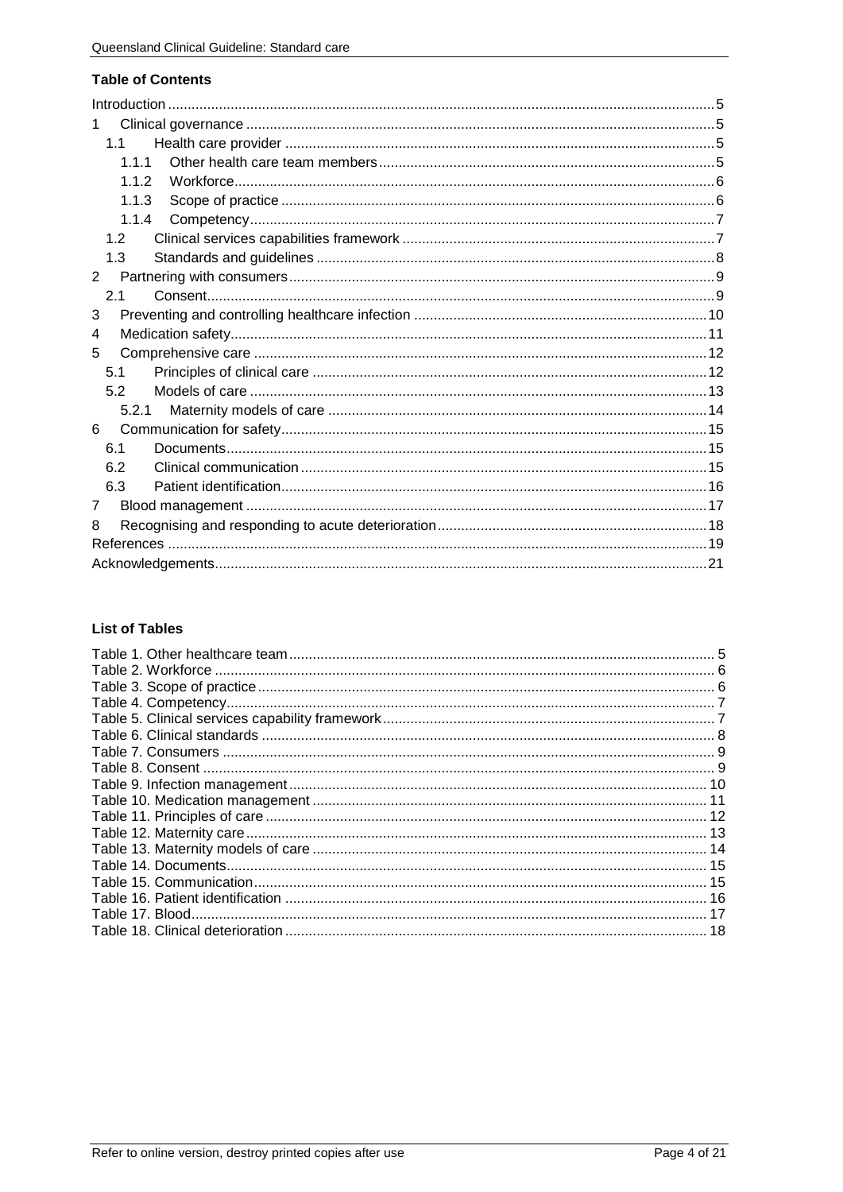## Table of Contents

| | |
|---|---|
| Introduction | 5 |
| 1 Clinical governance | 5 |
| 1.1 Health care provider | 5 |
| 1.1.1 Other health care team members | 5 |
| 1.1.2 Workforce | 6 |
| 1.1.3 Scope of practice | 6 |
| 1.1.4 Competency | 7 |
| 1.2 Clinical services capabilities framework | 7 |
| 1.3 Standards and guidelines | 8 |
| 2 Partnering with consumers | 9 |
| 2.1 Consent | 9 |
| 3 Preventing and controlling healthcare infection | 10 |
| 4 Medication safety | 11 |
| 5 Comprehensive care | 12 |
| 5.1 Principles of clinical care | 12 |
| 5.2 Models of care | 13 |
| 5.2.1 Maternity models of care | 14 |
| 6 Communication for safety | 15 |
| 6.1 Documents | 15 |
| 6.2 Clinical communication | 15 |
| 6.3 Patient identification | 16 |
| 7 Blood management | 17 |
| 8 Recognising and responding to acute deterioration | 18 |
| References | 19 |
| Acknowledgements | 21 |

## List of Tables

| | |
|---|---|
| Table 1. Other healthcare team | 5 |
| Table 2. Workforce | 6 |
| Table 3. Scope of practice | 6 |
| Table 4. Competency | 7 |
| Table 5. Clinical services capability framework | 7 |
| Table 6. Clinical standards | 8 |
| Table 7. Consumers | 9 |
| Table 8. Consent | 9 |
| Table 9. Infection management | 10 |
| Table 10. Medication management | 11 |
| Table 11. Principles of care | 12 |
| Table 12. Maternity care | 13 |
| Table 13. Maternity models of care | 14 |
| Table 14. Documents | 15 |
| Table 15. Communication | 15 |
| Table 16. Patient identification | 16 |
| Table 17. Blood | 17 |
| Table 18. Clinical deterioration | 18 |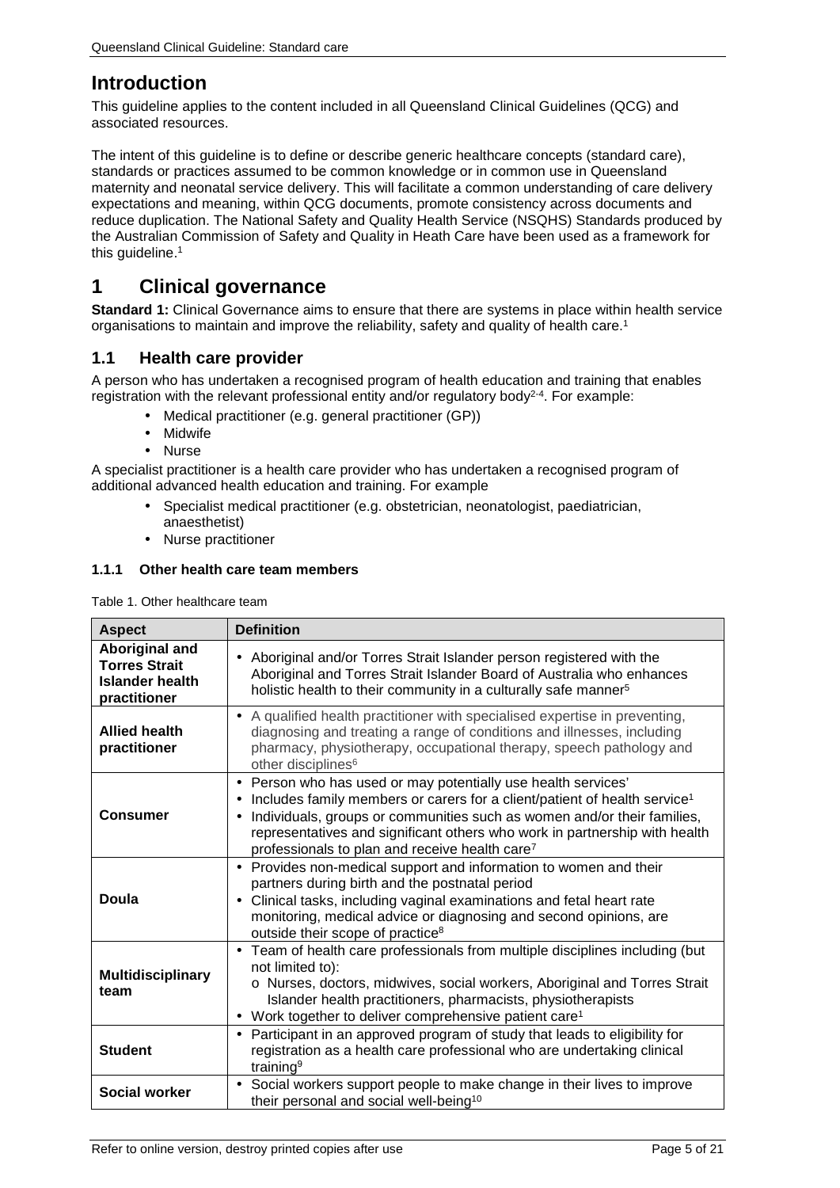# Introduction

This guideline applies to the content included in all Queensland Clinical Guidelines (QCG) and associated resources.

The intent of this guideline is to define or describe generic healthcare concepts (standard care), standards or practices assumed to be common knowledge or in common use in Queensland maternity and neonatal service delivery. This will facilitate a common understanding of care delivery expectations and meaning, within QCG documents, promote consistency across documents and reduce duplication. The National Safety and Quality Health Service (NSQHS) Standards produced by the Australian Commission of Safety and Quality in Heath Care have been used as a framework for this guideline.[1]

# 1 Clinical governance

**Standard 1:** Clinical Governance aims to ensure that there are systems in place within health service organisations to maintain and improve the reliability, safety and quality of health care.[1]

## 1.1 Health care provider

A person who has undertaken a recognised program of health education and training that enables registration with the relevant professional entity and/or regulatory body[2-4]. For example:

- Medical practitioner (e.g. general practitioner (GP))
- Midwife
- Nurse

A specialist practitioner is a health care provider who has undertaken a recognised program of additional advanced health education and training. For example

- Specialist medical practitioner (e.g. obstetrician, neonatologist, paediatrician, anaesthetist)
- Nurse practitioner

### 1.1.1 Other health care team members

Table 1. Other healthcare team

| Aspect | Definition |
|---|---|
| **Aboriginal and Torres Strait Islander health practitioner** | • Aboriginal and/or Torres Strait Islander person registered with the Aboriginal and Torres Strait Islander Board of Australia who enhances holistic health to their community in a culturally safe manner[5] |
| **Allied health practitioner** | • A qualified health practitioner with specialised expertise in preventing, diagnosing and treating a range of conditions and illnesses, including pharmacy, physiotherapy, occupational therapy, speech pathology and other disciplines[6] |
| **Consumer** | • Person who has used or may potentially use health services' <br> • Includes family members or carers for a client/patient of health service[1] <br> • Individuals, groups or communities such as women and/or their families, representatives and significant others who work in partnership with health professionals to plan and receive health care[7] |
| **Doula** | • Provides non-medical support and information to women and their partners during birth and the postnatal period <br> • Clinical tasks, including vaginal examinations and fetal heart rate monitoring, medical advice or diagnosing and second opinions, are outside their scope of practice[8] |
| **Multidisciplinary team** | • Team of health care professionals from multiple disciplines including (but not limited to): <br> o Nurses, doctors, midwives, social workers, Aboriginal and Torres Strait Islander health practitioners, pharmacists, physiotherapists <br> • Work together to deliver comprehensive patient care[1] |
| **Student** | • Participant in an approved program of study that leads to eligibility for registration as a health care professional who are undertaking clinical training[9] |
| **Social worker** | • Social workers support people to make change in their lives to improve their personal and social well-being[10] |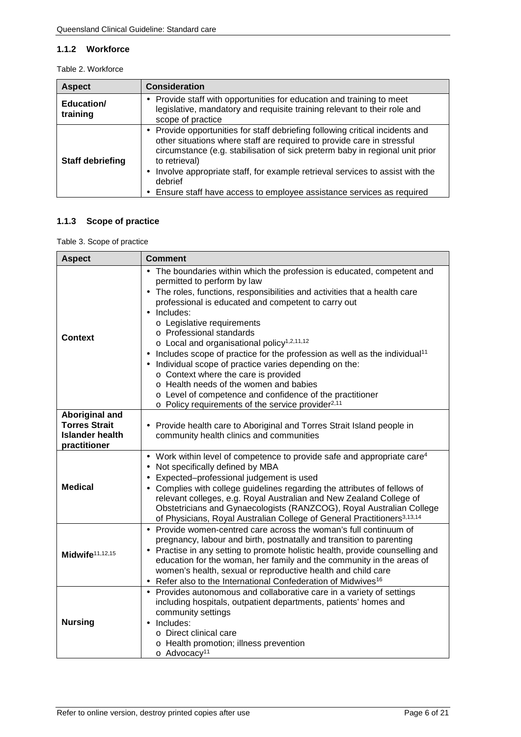### 1.1.2 Workforce

Table 2. Workforce

| Aspect | Consideration |
|---|---|
| **Education/ training** | • Provide staff with opportunities for education and training to meet legislative, mandatory and requisite training relevant to their role and scope of practice |
| **Staff debriefing** | • Provide opportunities for staff debriefing following critical incidents and other situations where staff are required to provide care in stressful circumstance (e.g. stabilisation of sick preterm baby in regional unit prior to retrieval)<br>• Involve appropriate staff, for example retrieval services to assist with the debrief<br>• Ensure staff have access to employee assistance services as required |

### 1.1.3 Scope of practice

Table 3. Scope of practice

| Aspect | Comment |
|---|---|
| **Context** | • The boundaries within which the profession is educated, competent and permitted to perform by law<br>• The roles, functions, responsibilities and activities that a health care professional is educated and competent to carry out<br>• Includes:<br>o Legislative requirements<br>o Professional standards<br>o Local and organisational policy[1,2,11,12]<br>• Includes scope of practice for the profession as well as the individual[11]<br>• Individual scope of practice varies depending on the:<br>o Context where the care is provided<br>o Health needs of the women and babies<br>o Level of competence and confidence of the practitioner<br>o Policy requirements of the service provider[2,11] |
| **Aboriginal and Torres Strait Islander health practitioner** | • Provide health care to Aboriginal and Torres Strait Island people in community health clinics and communities |
| **Medical** | • Work within level of competence to provide safe and appropriate care[4]<br>• Not specifically defined by MBA<br>• Expected–professional judgement is used<br>• Complies with college guidelines regarding the attributes of fellows of relevant colleges, e.g. Royal Australian and New Zealand College of Obstetricians and Gynaecologists (RANZCOG), Royal Australian College of Physicians, Royal Australian College of General Practitioners[3,13,14] |
| **Midwife[11,12,15]** | • Provide women-centred care across the woman's full continuum of pregnancy, labour and birth, postnatally and transition to parenting<br>• Practise in any setting to promote holistic health, provide counselling and education for the woman, her family and the community in the areas of women's health, sexual or reproductive health and child care<br>• Refer also to the International Confederation of Midwives[16] |
| **Nursing** | • Provides autonomous and collaborative care in a variety of settings including hospitals, outpatient departments, patients' homes and community settings<br>• Includes:<br>o Direct clinical care<br>o Health promotion; illness prevention<br>o Advocacy[11] |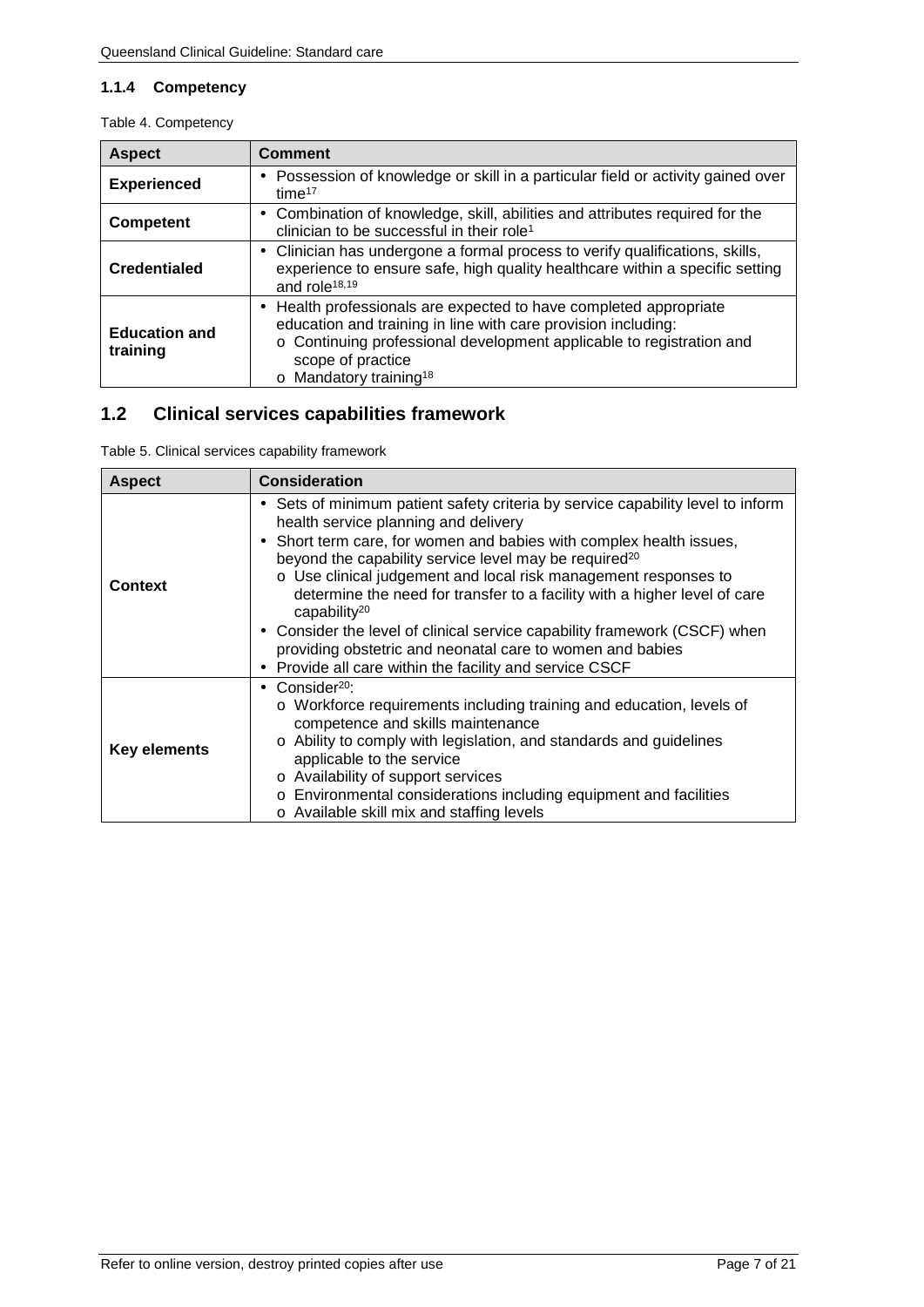### 1.1.4 Competency

Table 4. Competency

| Aspect | Comment |
|---|---|
| **Experienced** | • Possession of knowledge or skill in a particular field or activity gained over time[17] |
| **Competent** | • Combination of knowledge, skill, abilities and attributes required for the clinician to be successful in their role[1] |
| **Credentialed** | • Clinician has undergone a formal process to verify qualifications, skills, experience to ensure safe, high quality healthcare within a specific setting and role[18,19] |
| **Education and training** | • Health professionals are expected to have completed appropriate education and training in line with care provision including:<br>o Continuing professional development applicable to registration and scope of practice<br>o Mandatory training[18] |

## 1.2 Clinical services capabilities framework

Table 5. Clinical services capability framework

| Aspect | Consideration |
|---|---|
| **Context** | • Sets of minimum patient safety criteria by service capability level to inform health service planning and delivery<br>• Short term care, for women and babies with complex health issues, beyond the capability service level may be required[20]<br>o Use clinical judgement and local risk management responses to determine the need for transfer to a facility with a higher level of care capability[20]<br>• Consider the level of clinical service capability framework (CSCF) when providing obstetric and neonatal care to women and babies<br>• Provide all care within the facility and service CSCF |
| **Key elements** | • Consider[20]:<br>o Workforce requirements including training and education, levels of competence and skills maintenance<br>o Ability to comply with legislation, and standards and guidelines applicable to the service<br>o Availability of support services<br>o Environmental considerations including equipment and facilities<br>o Available skill mix and staffing levels |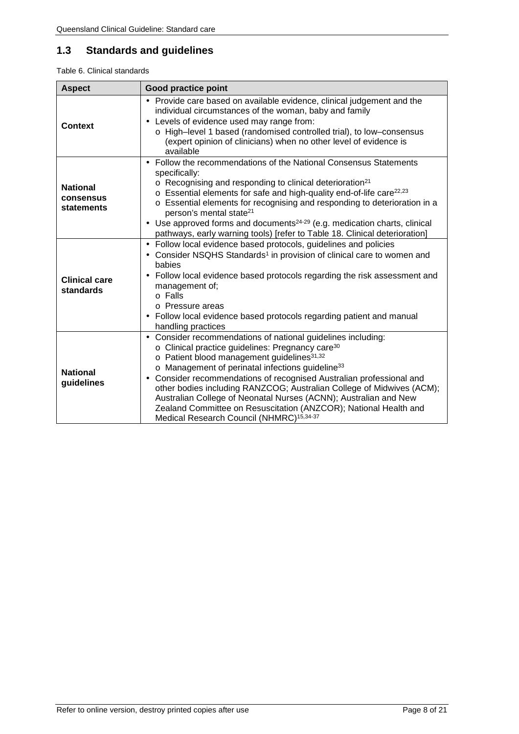## 1.3 Standards and guidelines

Table 6. Clinical standards

| Aspect | Good practice point |
|---|---|
| **Context** | • Provide care based on available evidence, clinical judgement and the individual circumstances of the woman, baby and family<br>• Levels of evidence used may range from:<br>o High–level 1 based (randomised controlled trial), to low–consensus (expert opinion of clinicians) when no other level of evidence is available |
| **National consensus statements** | • Follow the recommendations of the National Consensus Statements specifically:<br>o Recognising and responding to clinical deterioration[21]<br>o Essential elements for safe and high-quality end-of-life care[22,23]<br>o Essential elements for recognising and responding to deterioration in a person's mental state[21]<br>• Use approved forms and documents[24-29] (e.g. medication charts, clinical pathways, early warning tools) [refer to Table 18. Clinical deterioration] |
| **Clinical care standards** | • Follow local evidence based protocols, guidelines and policies<br>• Consider NSQHS Standards[1] in provision of clinical care to women and babies<br>• Follow local evidence based protocols regarding the risk assessment and management of;<br>o Falls<br>o Pressure areas<br>• Follow local evidence based protocols regarding patient and manual handling practices |
| **National guidelines** | • Consider recommendations of national guidelines including:<br>o Clinical practice guidelines: Pregnancy care[30]<br>o Patient blood management guidelines[31,32]<br>o Management of perinatal infections guideline[33]<br>• Consider recommendations of recognised Australian professional and other bodies including RANZCOG; Australian College of Midwives (ACM); Australian College of Neonatal Nurses (ACNN); Australian and New Zealand Committee on Resuscitation (ANZCOR); National Health and Medical Research Council (NHMRC)[15,34-37] |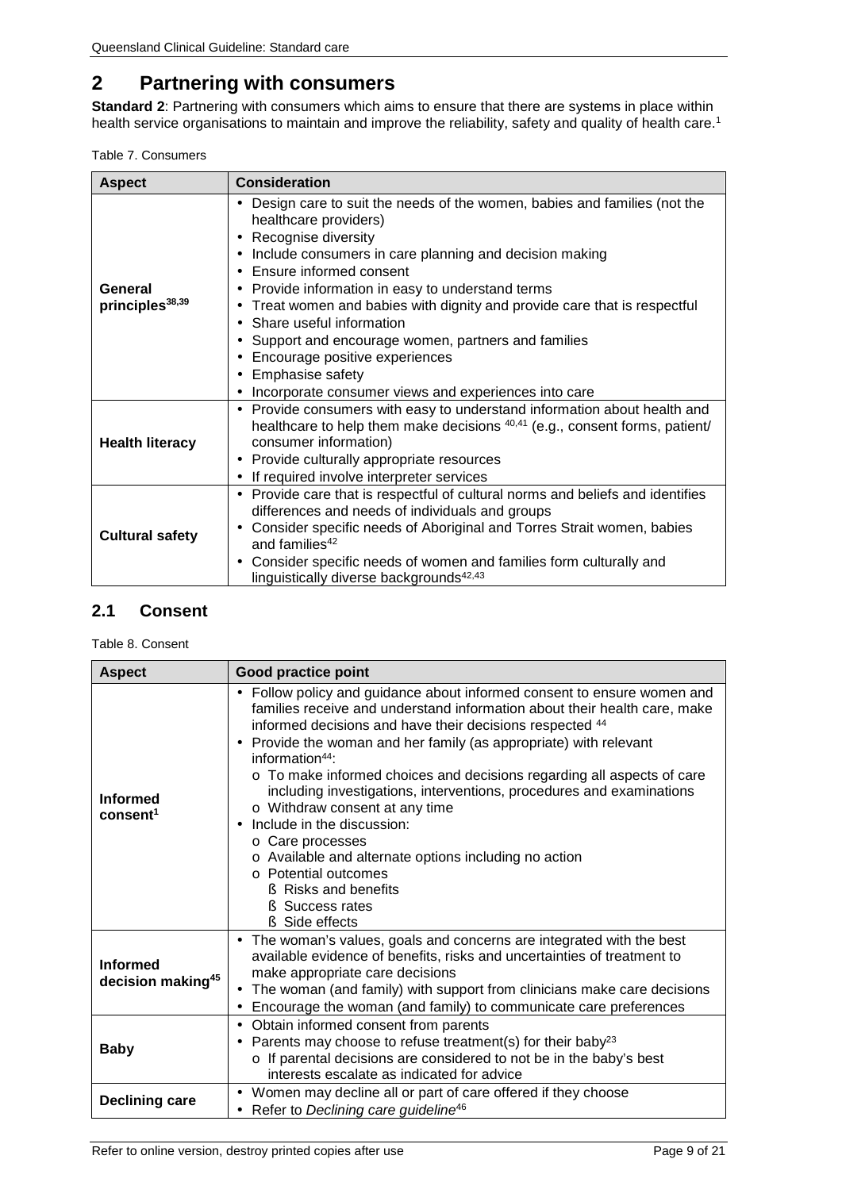# 2 Partnering with consumers

**Standard 2**: Partnering with consumers which aims to ensure that there are systems in place within health service organisations to maintain and improve the reliability, safety and quality of health care.[1]

Table 7. Consumers

| Aspect | Consideration |
|---|---|
| **General principles[38,39]** | • Design care to suit the needs of the women, babies and families (not the healthcare providers)<br>• Recognise diversity<br>• Include consumers in care planning and decision making<br>• Ensure informed consent<br>• Provide information in easy to understand terms<br>• Treat women and babies with dignity and provide care that is respectful<br>• Share useful information<br>• Support and encourage women, partners and families<br>• Encourage positive experiences<br>• Emphasise safety<br>• Incorporate consumer views and experiences into care |
| **Health literacy** | • Provide consumers with easy to understand information about health and healthcare to help them make decisions [40,41] (e.g., consent forms, patient/ consumer information)<br>• Provide culturally appropriate resources<br>• If required involve interpreter services |
| **Cultural safety** | • Provide care that is respectful of cultural norms and beliefs and identifies differences and needs of individuals and groups<br>• Consider specific needs of Aboriginal and Torres Strait women, babies and families[42]<br>• Consider specific needs of women and families form culturally and linguistically diverse backgrounds[42,43] |

## 2.1 Consent

Table 8. Consent

| Aspect | Good practice point |
|---|---|
| **Informed consent[1]** | • Follow policy and guidance about informed consent to ensure women and families receive and understand information about their health care, make informed decisions and have their decisions respected [44]<br>• Provide the woman and her family (as appropriate) with relevant information[44]:<br>  o To make informed choices and decisions regarding all aspects of care including investigations, interventions, procedures and examinations<br>  o Withdraw consent at any time<br>• Include in the discussion:<br>  o Care processes<br>  o Available and alternate options including no action<br>  o Potential outcomes<br>    § Risks and benefits<br>    § Success rates<br>    § Side effects |
| **Informed decision making[45]** | • The woman's values, goals and concerns are integrated with the best available evidence of benefits, risks and uncertainties of treatment to make appropriate care decisions<br>• The woman (and family) with support from clinicians make care decisions<br>• Encourage the woman (and family) to communicate care preferences |
| **Baby** | • Obtain informed consent from parents<br>• Parents may choose to refuse treatment(s) for their baby[23]<br>  o If parental decisions are considered to not be in the baby's best interests escalate as indicated for advice |
| **Declining care** | • Women may decline all or part of care offered if they choose<br>• Refer to *Declining care guideline*[46] |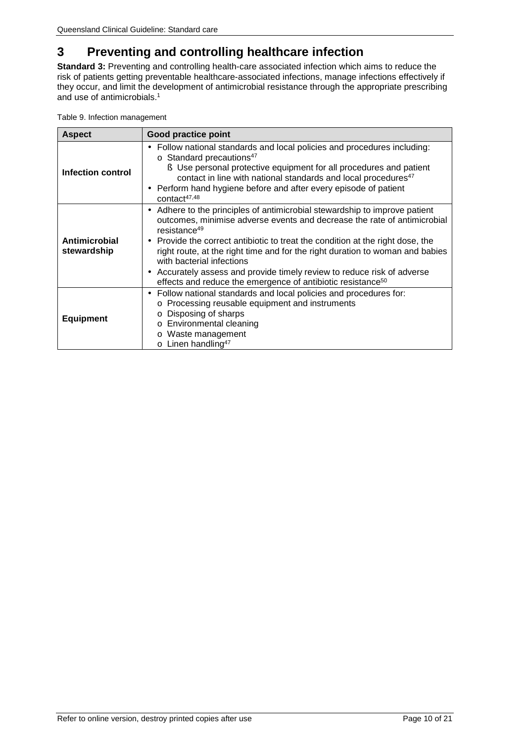# 3 Preventing and controlling healthcare infection

**Standard 3:** Preventing and controlling health-care associated infection which aims to reduce the risk of patients getting preventable healthcare-associated infections, manage infections effectively if they occur, and limit the development of antimicrobial resistance through the appropriate prescribing and use of antimicrobials.[1]

Table 9. Infection management

| Aspect | Good practice point |
|---|---|
| **Infection control** | • Follow national standards and local policies and procedures including:<br>  o Standard precautions[47]<br>    ß Use personal protective equipment for all procedures and patient contact in line with national standards and local procedures[47]<br>• Perform hand hygiene before and after every episode of patient contact[47,48] |
| **Antimicrobial stewardship** | • Adhere to the principles of antimicrobial stewardship to improve patient outcomes, minimise adverse events and decrease the rate of antimicrobial resistance[49]<br>• Provide the correct antibiotic to treat the condition at the right dose, the right route, at the right time and for the right duration to woman and babies with bacterial infections<br>• Accurately assess and provide timely review to reduce risk of adverse effects and reduce the emergence of antibiotic resistance[50] |
| **Equipment** | • Follow national standards and local policies and procedures for:<br>  o Processing reusable equipment and instruments<br>  o Disposing of sharps<br>  o Environmental cleaning<br>  o Waste management<br>  o Linen handling[47] |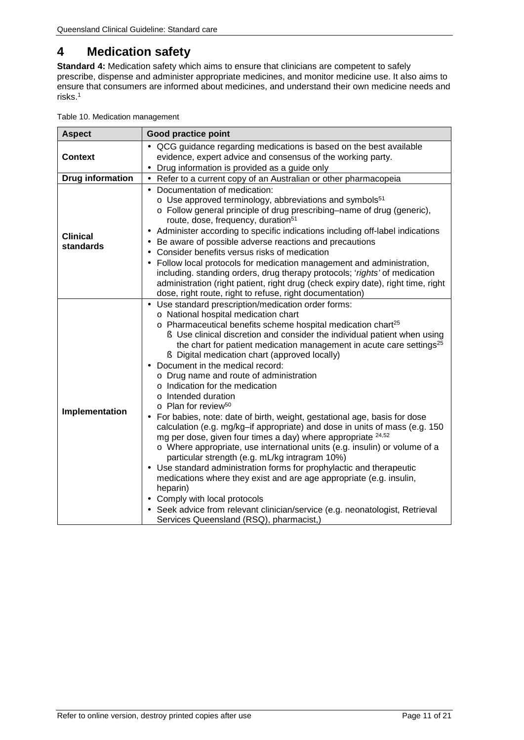# 4 Medication safety

**Standard 4:** Medication safety which aims to ensure that clinicians are competent to safely prescribe, dispense and administer appropriate medicines, and monitor medicine use. It also aims to ensure that consumers are informed about medicines, and understand their own medicine needs and risks.[1]

Table 10. Medication management

| Aspect | Good practice point |
|---|---|
| **Context** | • QCG guidance regarding medications is based on the best available evidence, expert advice and consensus of the working party.<br>• Drug information is provided as a guide only |
| **Drug information** | • Refer to a current copy of an Australian or other pharmacopeia |
| **Clinical standards** | • Documentation of medication:<br>  o Use approved terminology, abbreviations and symbols[51]<br>  o Follow general principle of drug prescribing–name of drug (generic), route, dose, frequency, duration[51]<br>• Administer according to specific indications including off-label indications<br>• Be aware of possible adverse reactions and precautions<br>• Consider benefits versus risks of medication<br>• Follow local protocols for medication management and administration, including. standing orders, drug therapy protocols; '*rights'* of medication administration (right patient, right drug (check expiry date), right time, right dose, right route, right to refuse, right documentation) |
| **Implementation** | • Use standard prescription/medication order forms:<br>  o National hospital medication chart<br>  o Pharmaceutical benefits scheme hospital medication chart[25]<br>    § Use clinical discretion and consider the individual patient when using the chart for patient medication management in acute care settings[25]<br>    § Digital medication chart (approved locally)<br>• Document in the medical record:<br>  o Drug name and route of administration<br>  o Indication for the medication<br>  o Intended duration<br>  o Plan for review[50]<br>• For babies, note: date of birth, weight, gestational age, basis for dose calculation (e.g. mg/kg–if appropriate) and dose in units of mass (e.g. 150 mg per dose, given four times a day) where appropriate [24,52]<br>  o Where appropriate, use international units (e.g. insulin) or volume of a particular strength (e.g. mL/kg intragram 10%)<br>• Use standard administration forms for prophylactic and therapeutic medications where they exist and are age appropriate (e.g. insulin, heparin)<br>• Comply with local protocols<br>• Seek advice from relevant clinician/service (e.g. neonatologist, Retrieval Services Queensland (RSQ), pharmacist,) |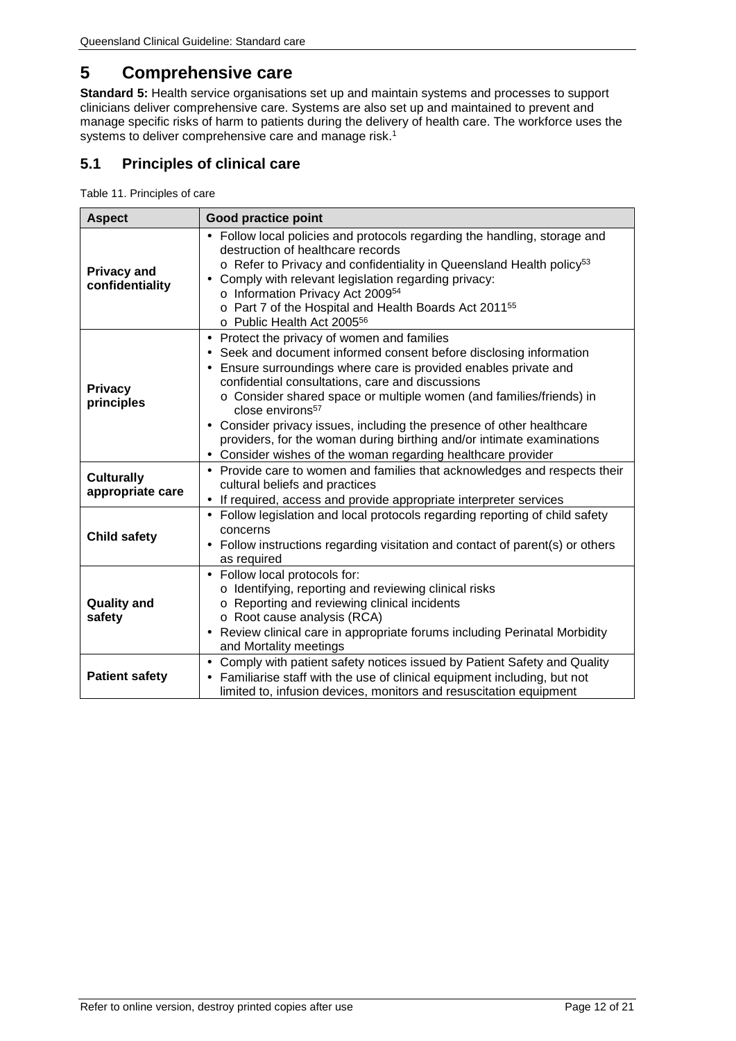# 5 Comprehensive care

**Standard 5:** Health service organisations set up and maintain systems and processes to support clinicians deliver comprehensive care. Systems are also set up and maintained to prevent and manage specific risks of harm to patients during the delivery of health care. The workforce uses the systems to deliver comprehensive care and manage risk.[1]

## 5.1 Principles of clinical care

Table 11. Principles of care

| Aspect | Good practice point |
|---|---|
| **Privacy and confidentiality** | • Follow local policies and protocols regarding the handling, storage and destruction of healthcare records<br>  o Refer to Privacy and confidentiality in Queensland Health policy[53]<br>• Comply with relevant legislation regarding privacy:<br>  o Information Privacy Act 2009[54]<br>  o Part 7 of the Hospital and Health Boards Act 2011[55]<br>  o Public Health Act 2005[56] |
| **Privacy principles** | • Protect the privacy of women and families<br>• Seek and document informed consent before disclosing information<br>• Ensure surroundings where care is provided enables private and confidential consultations, care and discussions<br>  o Consider shared space or multiple women (and families/friends) in close environs[57]<br>• Consider privacy issues, including the presence of other healthcare providers, for the woman during birthing and/or intimate examinations<br>• Consider wishes of the woman regarding healthcare provider |
| **Culturally appropriate care** | • Provide care to women and families that acknowledges and respects their cultural beliefs and practices<br>• If required, access and provide appropriate interpreter services |
| **Child safety** | • Follow legislation and local protocols regarding reporting of child safety concerns<br>• Follow instructions regarding visitation and contact of parent(s) or others as required |
| **Quality and safety** | • Follow local protocols for:<br>  o Identifying, reporting and reviewing clinical risks<br>  o Reporting and reviewing clinical incidents<br>  o Root cause analysis (RCA)<br>• Review clinical care in appropriate forums including Perinatal Morbidity and Mortality meetings |
| **Patient safety** | • Comply with patient safety notices issued by Patient Safety and Quality<br>• Familiarise staff with the use of clinical equipment including, but not limited to, infusion devices, monitors and resuscitation equipment |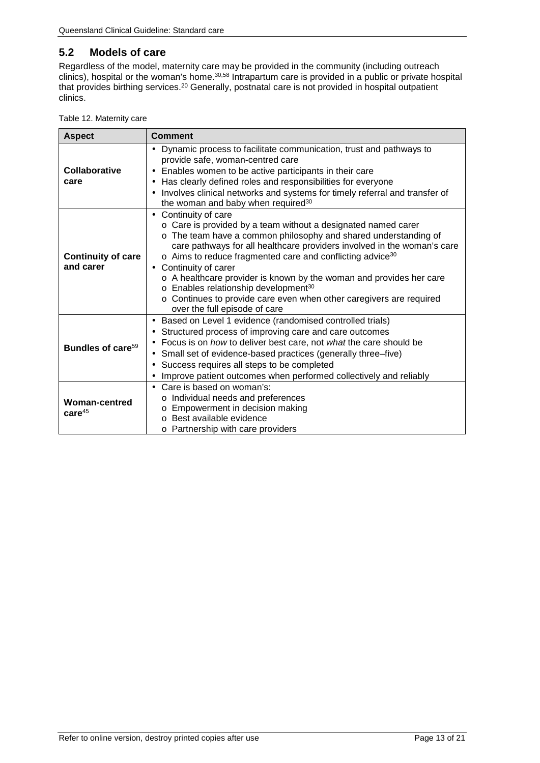## 5.2 Models of care

Regardless of the model, maternity care may be provided in the community (including outreach clinics), hospital or the woman's home.[30,58] Intrapartum care is provided in a public or private hospital that provides birthing services.[20] Generally, postnatal care is not provided in hospital outpatient clinics.

Table 12. Maternity care

| Aspect | Comment |
|---|---|
| **Collaborative care** | • Dynamic process to facilitate communication, trust and pathways to provide safe, woman-centred care<br>• Enables women to be active participants in their care<br>• Has clearly defined roles and responsibilities for everyone<br>• Involves clinical networks and systems for timely referral and transfer of the woman and baby when required[30] |
| **Continuity of care and carer** | • Continuity of care<br>  o Care is provided by a team without a designated named carer<br>  o The team have a common philosophy and shared understanding of care pathways for all healthcare providers involved in the woman's care<br>  o Aims to reduce fragmented care and conflicting advice[30]<br>• Continuity of carer<br>  o A healthcare provider is known by the woman and provides her care<br>  o Enables relationship development[30]<br>  o Continues to provide care even when other caregivers are required over the full episode of care |
| **Bundles of care**[59] | • Based on Level 1 evidence (randomised controlled trials)<br>• Structured process of improving care and care outcomes<br>• Focus is on *how* to deliver best care, not *what* the care should be<br>• Small set of evidence-based practices (generally three–five)<br>• Success requires all steps to be completed<br>• Improve patient outcomes when performed collectively and reliably |
| **Woman-centred care**[45] | • Care is based on woman's:<br>  o Individual needs and preferences<br>  o Empowerment in decision making<br>  o Best available evidence<br>  o Partnership with care providers |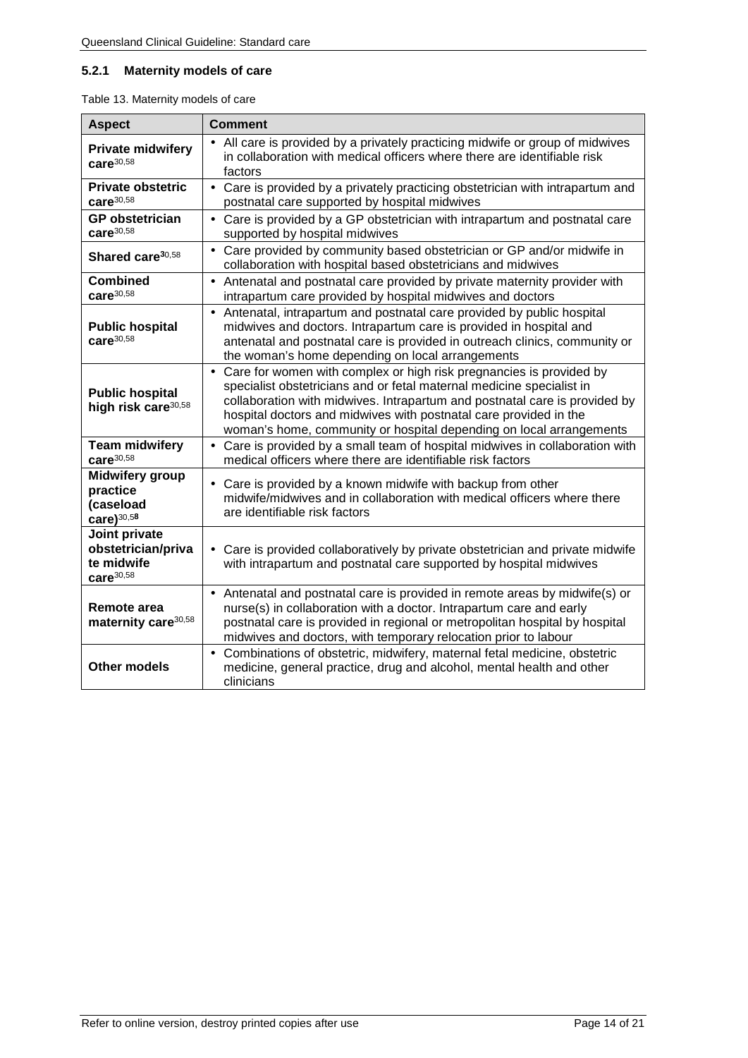### 5.2.1 Maternity models of care

Table 13. Maternity models of care

| Aspect | Comment |
|---|---|
| **Private midwifery care**[30,58] | • All care is provided by a privately practicing midwife or group of midwives in collaboration with medical officers where there are identifiable risk factors |
| **Private obstetric care**[30,58] | • Care is provided by a privately practicing obstetrician with intrapartum and postnatal care supported by hospital midwives |
| **GP obstetrician care**[30,58] | • Care is provided by a GP obstetrician with intrapartum and postnatal care supported by hospital midwives |
| **Shared care**[30,58] | • Care provided by community based obstetrician or GP and/or midwife in collaboration with hospital based obstetricians and midwives |
| **Combined care**[30,58] | • Antenatal and postnatal care provided by private maternity provider with intrapartum care provided by hospital midwives and doctors |
| **Public hospital care**[30,58] | • Antenatal, intrapartum and postnatal care provided by public hospital midwives and doctors. Intrapartum care is provided in hospital and antenatal and postnatal care is provided in outreach clinics, community or the woman's home depending on local arrangements |
| **Public hospital high risk care**[30,58] | • Care for women with complex or high risk pregnancies is provided by specialist obstetricians and or fetal maternal medicine specialist in collaboration with midwives. Intrapartum and postnatal care is provided by hospital doctors and midwives with postnatal care provided in the woman's home, community or hospital depending on local arrangements |
| **Team midwifery care**[30,58] | • Care is provided by a small team of hospital midwives in collaboration with medical officers where there are identifiable risk factors |
| **Midwifery group practice (caseload care)**[30,58] | • Care is provided by a known midwife with backup from other midwife/midwives and in collaboration with medical officers where there are identifiable risk factors |
| **Joint private obstetrician/private midwife care**[30,58] | • Care is provided collaboratively by private obstetrician and private midwife with intrapartum and postnatal care supported by hospital midwives |
| **Remote area maternity care**[30,58] | • Antenatal and postnatal care is provided in remote areas by midwife(s) or nurse(s) in collaboration with a doctor. Intrapartum care and early postnatal care is provided in regional or metropolitan hospital by hospital midwives and doctors, with temporary relocation prior to labour |
| **Other models** | • Combinations of obstetric, midwifery, maternal fetal medicine, obstetric medicine, general practice, drug and alcohol, mental health and other clinicians |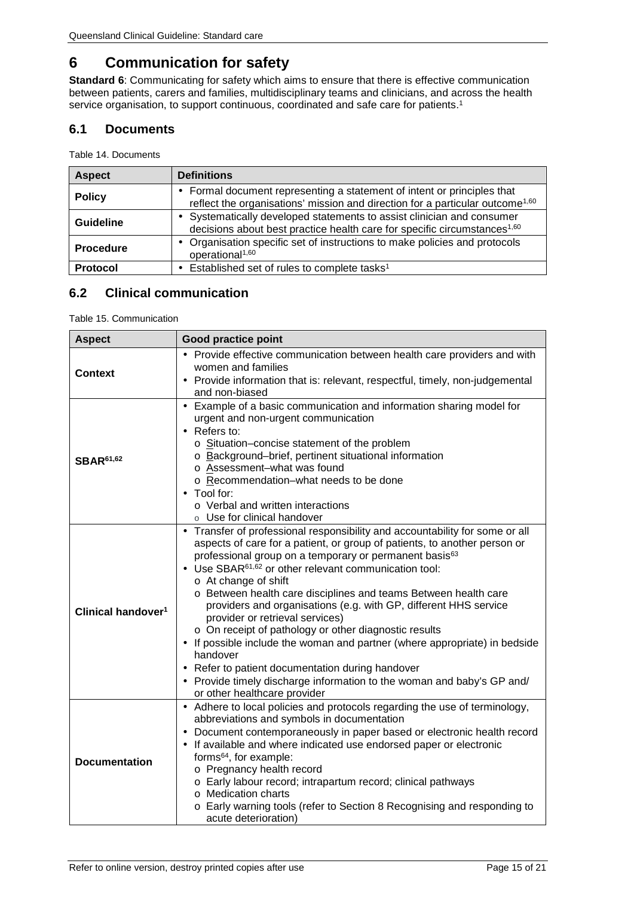# 6 Communication for safety

**Standard 6**: Communicating for safety which aims to ensure that there is effective communication between patients, carers and families, multidisciplinary teams and clinicians, and across the health service organisation, to support continuous, coordinated and safe care for patients.[1]

## 6.1 Documents

Table 14. Documents

| Aspect | Definitions |
|---|---|
| **Policy** | • Formal document representing a statement of intent or principles that reflect the organisations' mission and direction for a particular outcome[1,60] |
| **Guideline** | • Systematically developed statements to assist clinician and consumer decisions about best practice health care for specific circumstances[1,60] |
| **Procedure** | • Organisation specific set of instructions to make policies and protocols operational[1,60] |
| **Protocol** | • Established set of rules to complete tasks[1] |

## 6.2 Clinical communication

Table 15. Communication

| Aspect | Good practice point |
|---|---|
| **Context** | • Provide effective communication between health care providers and with women and families<br>• Provide information that is: relevant, respectful, timely, non-judgemental and non-biased |
| **SBAR[61,62]** | • Example of a basic communication and information sharing model for urgent and non-urgent communication<br>• Refers to:<br>o Situation–concise statement of the problem<br>o Background–brief, pertinent situational information<br>o Assessment–what was found<br>o Recommendation–what needs to be done<br>• Tool for:<br>o Verbal and written interactions<br>o Use for clinical handover |
| **Clinical handover[1]** | • Transfer of professional responsibility and accountability for some or all aspects of care for a patient, or group of patients, to another person or professional group on a temporary or permanent basis[63]<br>• Use SBAR[61,62] or other relevant communication tool:<br>o At change of shift<br>o Between health care disciplines and teams Between health care providers and organisations (e.g. with GP, different HHS service provider or retrieval services)<br>o On receipt of pathology or other diagnostic results<br>• If possible include the woman and partner (where appropriate) in bedside handover<br>• Refer to patient documentation during handover<br>• Provide timely discharge information to the woman and baby's GP and/ or other healthcare provider |
| **Documentation** | • Adhere to local policies and protocols regarding the use of terminology, abbreviations and symbols in documentation<br>• Document contemporaneously in paper based or electronic health record<br>• If available and where indicated use endorsed paper or electronic forms[64], for example:<br>o Pregnancy health record<br>o Early labour record; intrapartum record; clinical pathways<br>o Medication charts<br>o Early warning tools (refer to Section 8 Recognising and responding to acute deterioration) |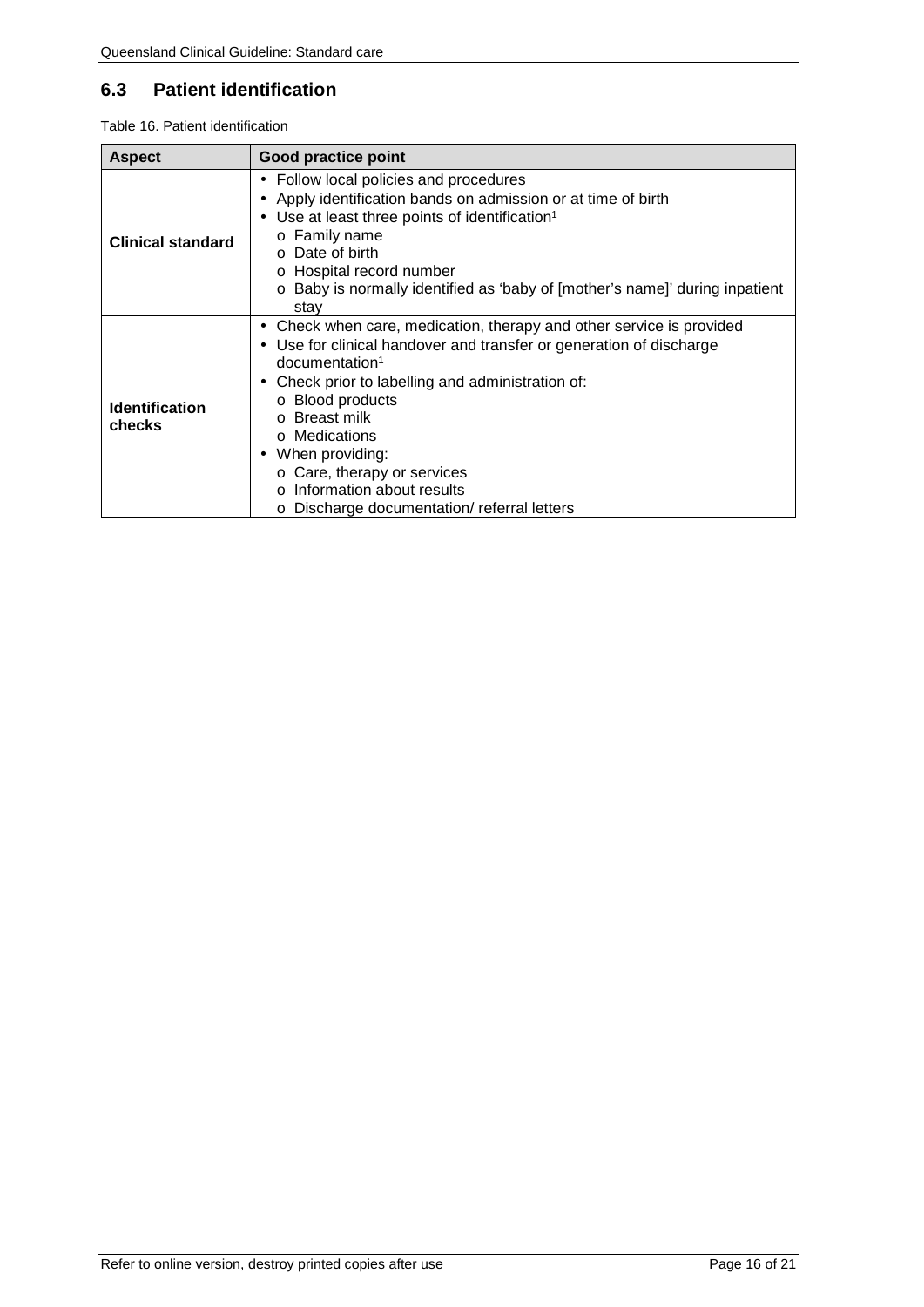## 6.3 Patient identification

Table 16. Patient identification

| Aspect | Good practice point |
|---|---|
| **Clinical standard** | • Follow local policies and procedures<br>• Apply identification bands on admission or at time of birth<br>• Use at least three points of identification[1]<br>  o Family name<br>  o Date of birth<br>  o Hospital record number<br>  o Baby is normally identified as 'baby of [mother's name]' during inpatient stay |
| **Identification checks** | • Check when care, medication, therapy and other service is provided<br>• Use for clinical handover and transfer or generation of discharge documentation[1]<br>• Check prior to labelling and administration of:<br>  o Blood products<br>  o Breast milk<br>  o Medications<br>• When providing:<br>  o Care, therapy or services<br>  o Information about results<br>  o Discharge documentation/ referral letters |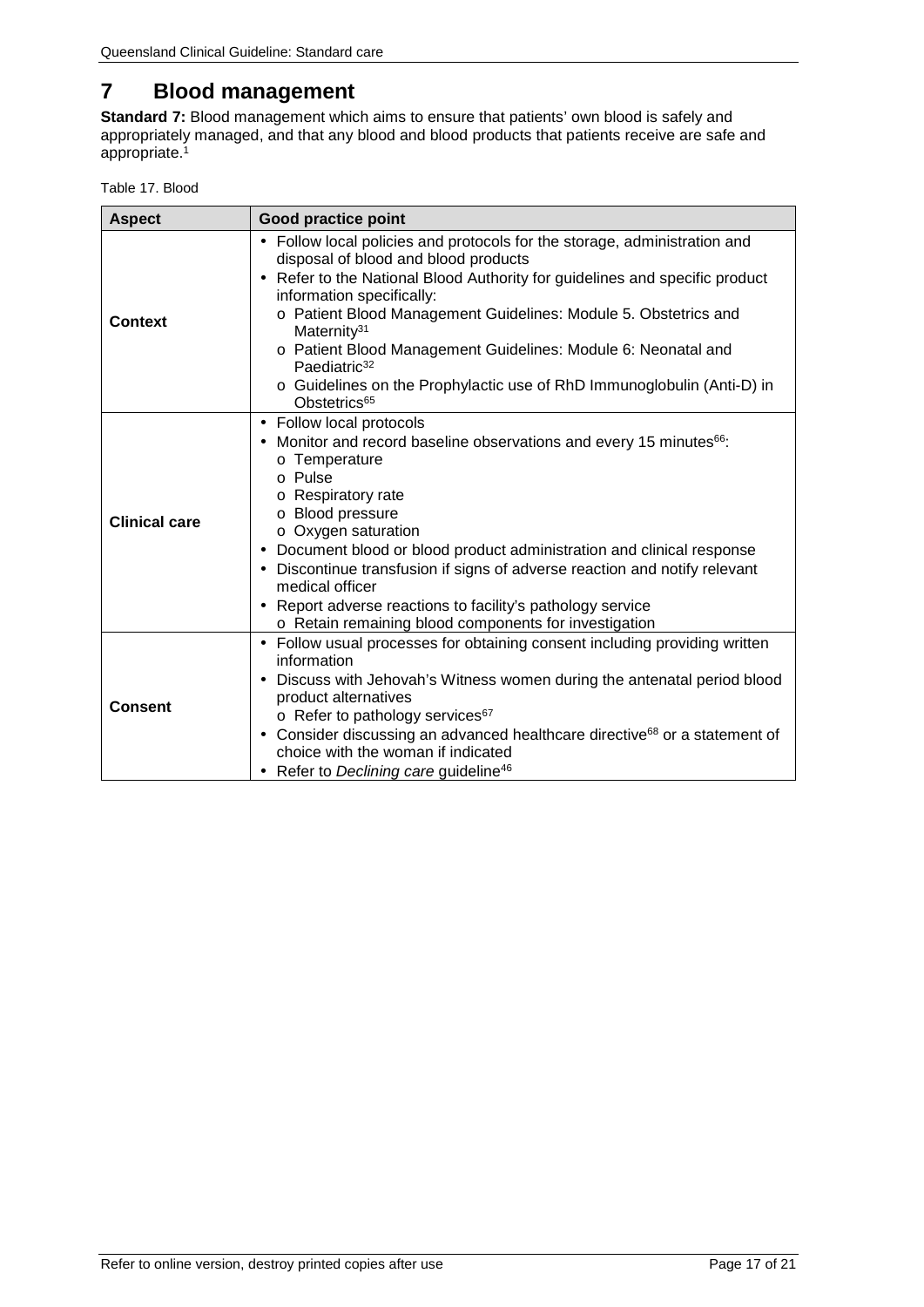# 7 Blood management

**Standard 7:** Blood management which aims to ensure that patients' own blood is safely and appropriately managed, and that any blood and blood products that patients receive are safe and appropriate.[1]

Table 17. Blood

| Aspect | Good practice point |
|---|---|
| **Context** | • Follow local policies and protocols for the storage, administration and disposal of blood and blood products<br>• Refer to the National Blood Authority for guidelines and specific product information specifically:<br>  o Patient Blood Management Guidelines: Module 5. Obstetrics and Maternity[31]<br>  o Patient Blood Management Guidelines: Module 6: Neonatal and Paediatric[32]<br>  o Guidelines on the Prophylactic use of RhD Immunoglobulin (Anti-D) in Obstetrics[65] |
| **Clinical care** | • Follow local protocols<br>• Monitor and record baseline observations and every 15 minutes[66]:<br>  o Temperature<br>  o Pulse<br>  o Respiratory rate<br>  o Blood pressure<br>  o Oxygen saturation<br>• Document blood or blood product administration and clinical response<br>• Discontinue transfusion if signs of adverse reaction and notify relevant medical officer<br>• Report adverse reactions to facility's pathology service<br>  o Retain remaining blood components for investigation |
| **Consent** | • Follow usual processes for obtaining consent including providing written information<br>• Discuss with Jehovah's Witness women during the antenatal period blood product alternatives<br>  o Refer to pathology services[67]<br>• Consider discussing an advanced healthcare directive[68] or a statement of choice with the woman if indicated<br>• Refer to *Declining care* guideline[46] |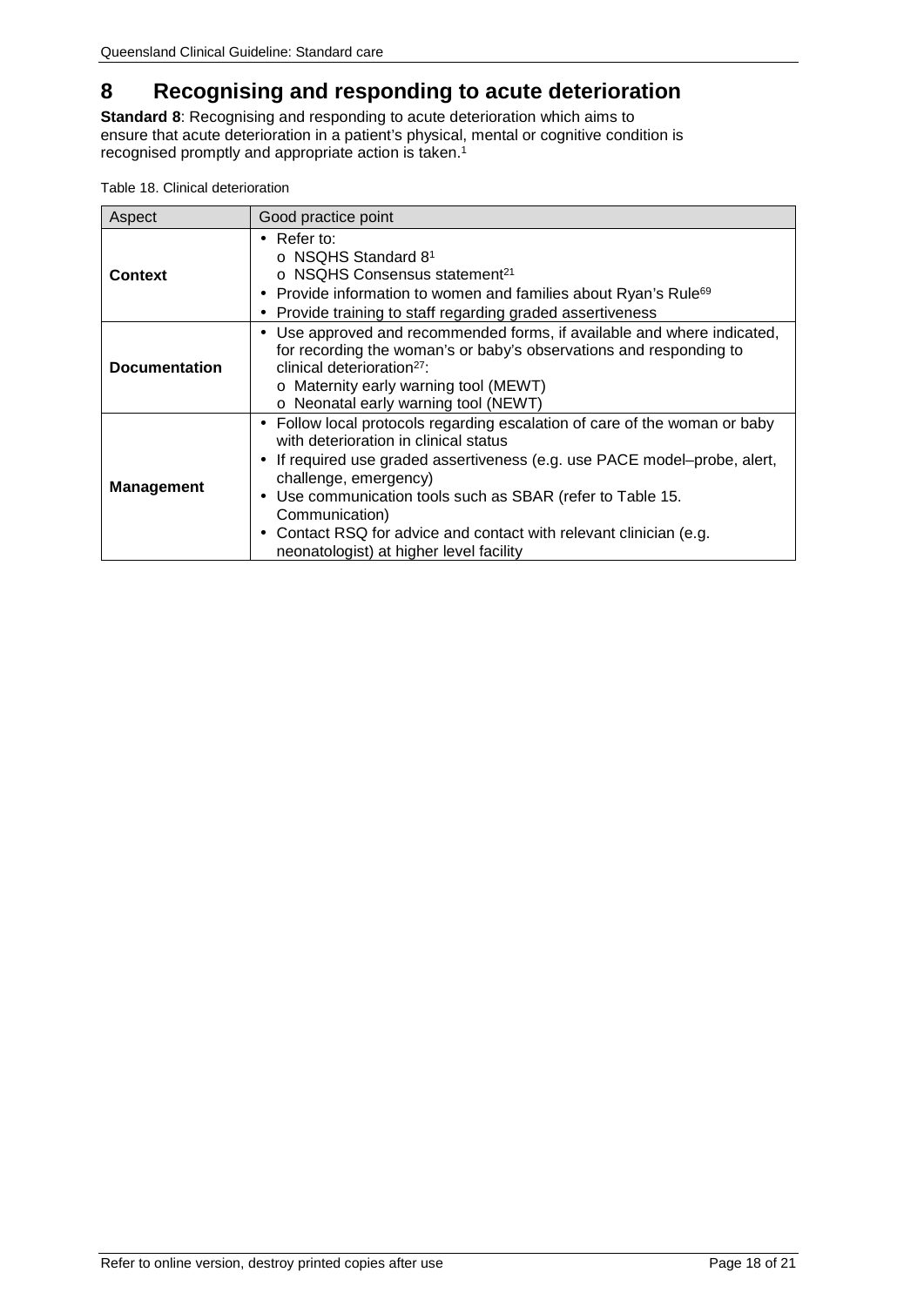# 8 Recognising and responding to acute deterioration

**Standard 8**: Recognising and responding to acute deterioration which aims to ensure that acute deterioration in a patient's physical, mental or cognitive condition is recognised promptly and appropriate action is taken.[1]

Table 18. Clinical deterioration

| Aspect | Good practice point |
|---|---|
| **Context** | • Refer to:<br>  o NSQHS Standard 8[1]<br>  o NSQHS Consensus statement[21]<br>• Provide information to women and families about Ryan's Rule[69]<br>• Provide training to staff regarding graded assertiveness |
| **Documentation** | • Use approved and recommended forms, if available and where indicated, for recording the woman's or baby's observations and responding to clinical deterioration[27]:<br>  o Maternity early warning tool (MEWT)<br>  o Neonatal early warning tool (NEWT) |
| **Management** | • Follow local protocols regarding escalation of care of the woman or baby with deterioration in clinical status<br>• If required use graded assertiveness (e.g. use PACE model–probe, alert, challenge, emergency)<br>• Use communication tools such as SBAR (refer to Table 15. Communication)<br>• Contact RSQ for advice and contact with relevant clinician (e.g. neonatologist) at higher level facility |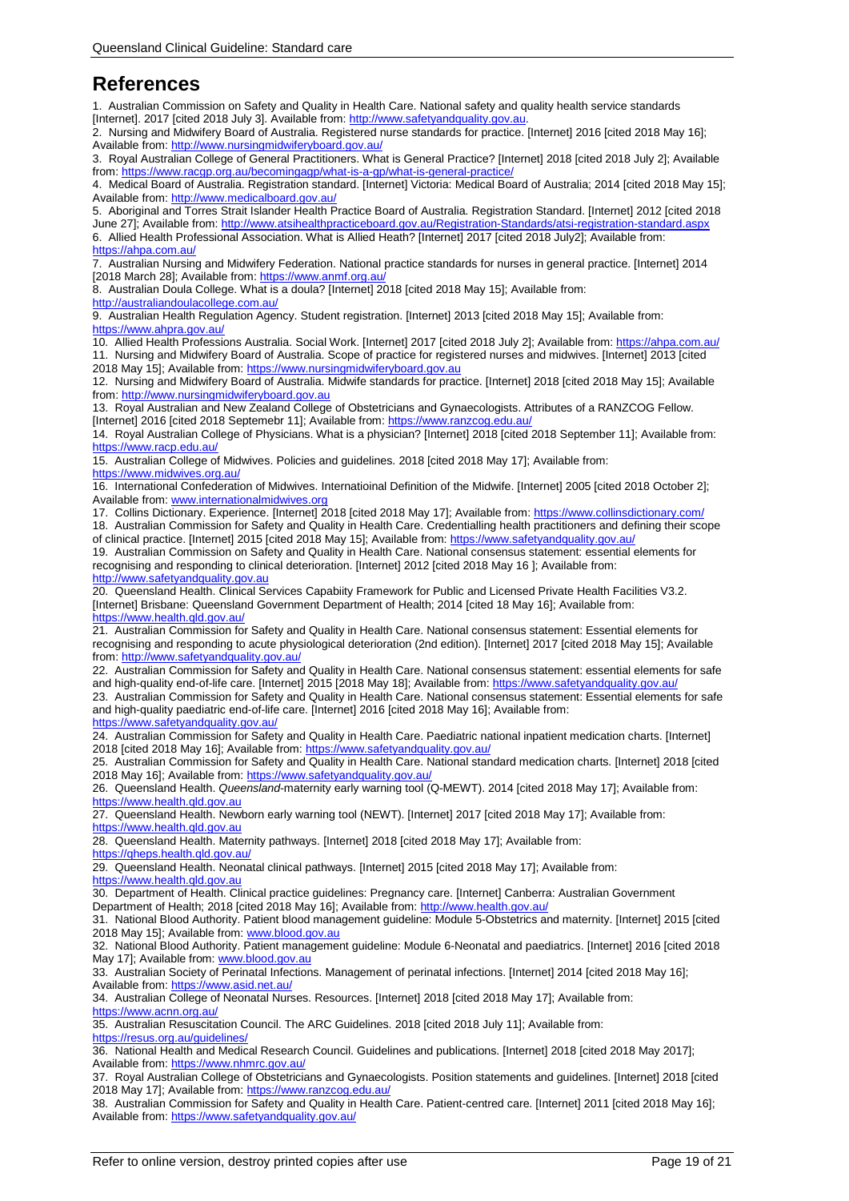# References

1. Australian Commission on Safety and Quality in Health Care. National safety and quality health service standards [Internet]. 2017 [cited 2018 July 3]. Available from: http://www.safetyandquality.gov.au.
2. Nursing and Midwifery Board of Australia. Registered nurse standards for practice. [Internet] 2016 [cited 2018 May 16]; Available from: http://www.nursingmidwiferyboard.gov.au/
3. Royal Australian College of General Practitioners. What is General Practice? [Internet] 2018 [cited 2018 July 2]; Available from: https://www.racgp.org.au/becomingagp/what-is-a-gp/what-is-general-practice/
4. Medical Board of Australia. Registration standard. [Internet] Victoria: Medical Board of Australia; 2014 [cited 2018 May 15]; Available from: http://www.medicalboard.gov.au/
5. Aboriginal and Torres Strait Islander Health Practice Board of Australia. Registration Standard. [Internet] 2012 [cited 2018 June 27]; Available from: http://www.atsihealthpracticeboard.gov.au/Registration-Standards/atsi-registration-standard.aspx
6. Allied Health Professional Association. What is Allied Heath? [Internet] 2017 [cited 2018 July2]; Available from: https://ahpa.com.au/
7. Australian Nursing and Midwifery Federation. National practice standards for nurses in general practice. [Internet] 2014 [2018 March 28]; Available from: https://www.anmf.org.au/
8. Australian Doula College. What is a doula? [Internet] 2018 [cited 2018 May 15]; Available from: http://australiandoulacollege.com.au/
9. Australian Health Regulation Agency. Student registration. [Internet] 2013 [cited 2018 May 15]; Available from: https://www.ahpra.gov.au/
10. Allied Health Professions Australia. Social Work. [Internet] 2017 [cited 2018 July 2]; Available from: https://ahpa.com.au/
11. Nursing and Midwifery Board of Australia. Scope of practice for registered nurses and midwives. [Internet] 2013 [cited 2018 May 15]; Available from: https://www.nursingmidwiferyboard.gov.au
12. Nursing and Midwifery Board of Australia. Midwife standards for practice. [Internet] 2018 [cited 2018 May 15]; Available from: http://www.nursingmidwiferyboard.gov.au
13. Royal Australian and New Zealand College of Obstetricians and Gynaecologists. Attributes of a RANZCOG Fellow. [Internet] 2016 [cited 2018 Septemebr 11]; Available from: https://www.ranzcog.edu.au/
14. Royal Australian College of Physicians. What is a physician? [Internet] 2018 [cited 2018 September 11]; Available from: https://www.racp.edu.au/
15. Australian College of Midwives. Policies and guidelines. 2018 [cited 2018 May 17]; Available from: https://www.midwives.org.au/
16. International Confederation of Midwives. Internatioinal Definition of the Midwife. [Internet] 2005 [cited 2018 October 2]; Available from: www.internationalmidwives.org
17. Collins Dictionary. Experience. [Internet] 2018 [cited 2018 May 17]; Available from: https://www.collinsdictionary.com/
18. Australian Commission for Safety and Quality in Health Care. Credentialling health practitioners and defining their scope of clinical practice. [Internet] 2015 [cited 2018 May 15]; Available from: https://www.safetyandquality.gov.au/
19. Australian Commission on Safety and Quality in Health Care. National consensus statement: essential elements for recognising and responding to clinical deterioration. [Internet] 2012 [cited 2018 May 16 ]; Available from: http://www.safetyandquality.gov.au
20. Queensland Health. Clinical Services Capabiity Framework for Public and Licensed Private Health Facilities V3.2. [Internet] Brisbane: Queensland Government Department of Health; 2014 [cited 18 May 16]; Available from: https://www.health.qld.gov.au/
21. Australian Commission for Safety and Quality in Health Care. National consensus statement: Essential elements for recognising and responding to acute physiological deterioration (2nd edition). [Internet] 2017 [cited 2018 May 15]; Available from: http://www.safetyandquality.gov.au/
22. Australian Commission for Safety and Quality in Health Care. National consensus statement: essential elements for safe and high-quality end-of-life care. [Internet] 2015 [2018 May 18]; Available from: https://www.safetyandquality.gov.au/
23. Australian Commission for Safety and Quality in Health Care. National consensus statement: Essential elements for safe and high-quality paediatric end-of-life care. [Internet] 2016 [cited 2018 May 16]; Available from: https://www.safetyandquality.gov.au/
24. Australian Commission for Safety and Quality in Health Care. Paediatric national inpatient medication charts. [Internet] 2018 [cited 2018 May 16]; Available from: https://www.safetyandquality.gov.au/
25. Australian Commission for Safety and Quality in Health Care. National standard medication charts. [Internet] 2018 [cited 2018 May 16]; Available from: https://www.safetyandquality.gov.au/
26. Queensland Health. *Queensland*-maternity early warning tool (Q-MEWT). 2014 [cited 2018 May 17]; Available from: https://www.health.qld.gov.au
27. Queensland Health. Newborn early warning tool (NEWT). [Internet] 2017 [cited 2018 May 17]; Available from: https://www.health.qld.gov.au
28. Queensland Health. Maternity pathways. [Internet] 2018 [cited 2018 May 17]; Available from: https://qheps.health.qld.gov.au/
29. Queensland Health. Neonatal clinical pathways. [Internet] 2015 [cited 2018 May 17]; Available from: https://www.health.qld.gov.au
30. Department of Health. Clinical practice guidelines: Pregnancy care. [Internet] Canberra: Australian Government Department of Health; 2018 [cited 2018 May 16]; Available from: http://www.health.gov.au/
31. National Blood Authority. Patient blood management guideline: Module 5-Obstetrics and maternity. [Internet] 2015 [cited 2018 May 15]; Available from: www.blood.gov.au
32. National Blood Authority. Patient management guideline: Module 6-Neonatal and paediatrics. [Internet] 2016 [cited 2018 May 17]; Available from: www.blood.gov.au
33. Australian Society of Perinatal Infections. Management of perinatal infections. [Internet] 2014 [cited 2018 May 16]; Available from: https://www.asid.net.au/
34. Australian College of Neonatal Nurses. Resources. [Internet] 2018 [cited 2018 May 17]; Available from: https://www.acnn.org.au/
35. Australian Resuscitation Council. The ARC Guidelines. 2018 [cited 2018 July 11]; Available from: https://resus.org.au/guidelines/
36. National Health and Medical Research Council. Guidelines and publications. [Internet] 2018 [cited 2018 May 2017]; Available from: https://www.nhmrc.gov.au/
37. Royal Australian College of Obstetricians and Gynaecologists. Position statements and guidelines. [Internet] 2018 [cited 2018 May 17]; Available from: https://www.ranzcog.edu.au/
38. Australian Commission for Safety and Quality in Health Care. Patient-centred care. [Internet] 2011 [cited 2018 May 16]; Available from: https://www.safetyandquality.gov.au/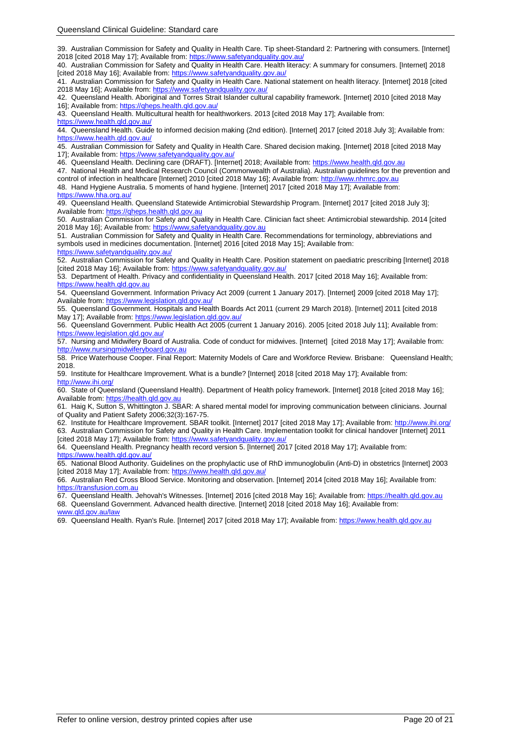39. Australian Commission for Safety and Quality in Health Care. Tip sheet-Standard 2: Partnering with consumers. [Internet] 2018 [cited 2018 May 17]; Available from: https://www.safetyandquality.gov.au/

40. Australian Commission for Safety and Quality in Health Care. Health literacy: A summary for consumers. [Internet] 2018 [cited 2018 May 16]; Available from: https://www.safetyandquality.gov.au/

41. Australian Commission for Safety and Quality in Health Care. National statement on health literacy. [Internet] 2018 [cited 2018 May 16]; Available from: https://www.safetyandquality.gov.au/

42. Queensland Health. Aboriginal and Torres Strait Islander cultural capability framework. [Internet] 2010 [cited 2018 May 16]; Available from: https://qheps.health.qld.gov.au/

43. Queensland Health. Multicultural health for healthworkers. 2013 [cited 2018 May 17]; Available from: https://www.health.qld.gov.au/

44. Queensland Health. Guide to informed decision making (2nd edition). [Internet] 2017 [cited 2018 July 3]; Available from: https://www.health.qld.gov.au/

45. Australian Commission for Safety and Quality in Health Care. Shared decision making. [Internet] 2018 [cited 2018 May 17]; Available from: https://www.safetyandquality.gov.au/

46. Queensland Health. Declining care (DRAFT). [Internet] 2018; Available from: https://www.health.qld.gov.au

47. National Health and Medical Research Council (Commonwealth of Australia). Australian guidelines for the prevention and control of infection in healthcare [Internet] 2010 [cited 2018 May 16]; Available from: http://www.nhmrc.gov.au

48. Hand Hygiene Australia. 5 moments of hand hygiene. [Internet] 2017 [cited 2018 May 17]; Available from: https://www.hha.org.au/

49. Queensland Health. Queensland Statewide Antimicrobial Stewardship Program. [Internet] 2017 [cited 2018 July 3]; Available from: https://qheps.health.qld.gov.au

50. Australian Commission for Safety and Quality in Health Care. Clinician fact sheet: Antimicrobial stewardship. 2014 [cited 2018 May 16]; Available from: https://www,safetyandquality.gov.au

51. Australian Commission for Safety and Quality in Health Care. Recommendations for terminology, abbreviations and symbols used in medicines documentation. [Internet] 2016 [cited 2018 May 15]; Available from: https://www.safetyandquality.gov.au/

52. Australian Commission for Safety and Quality in Health Care. Position statement on paediatric prescribing [Internet] 2018 [cited 2018 May 16]; Available from: https://www.safetyandquality.gov.au/

53. Department of Health. Privacy and confidentiality in Queensland Health. 2017 [cited 2018 May 16]; Available from: https://www.health.qld.gov.au

54. Queensland Government. Information Privacy Act 2009 (current 1 January 2017). [Internet] 2009 [cited 2018 May 17]; Available from: https://www.legislation.qld.gov.au/

55. Queensland Government. Hospitals and Health Boards Act 2011 (current 29 March 2018). [Internet] 2011 [cited 2018 May 17]; Available from: https://www.legislation.qld.gov.au/

56. Queensland Government. Public Health Act 2005 (current 1 January 2016). 2005 [cited 2018 July 11]; Available from: https://www.legislation.qld.gov.au/

57. Nursing and Midwifery Board of Australia. Code of conduct for midwives. [Internet] [cited 2018 May 17]; Available from: http://www.nursingmidwiferyboard.gov.au

58. Price Waterhouse Cooper. Final Report: Maternity Models of Care and Workforce Review. Brisbane: Queensland Health; 2018.

59. Institute for Healthcare Improvement. What is a bundle? [Internet] 2018 [cited 2018 May 17]; Available from: http://www.ihi.org/

60. State of Queensland (Queensland Health). Department of Health policy framework. [Internet] 2018 [cited 2018 May 16]; Available from: https://health.qld.gov.au

61. Haig K, Sutton S, Whittington J. SBAR: A shared mental model for improving communication between clinicians. Journal of Quality and Patient Safety 2006;32(3):167-75.

62. Institute for Healthcare Improvement. SBAR toolkit. [Internet] 2017 [cited 2018 May 17]; Available from: http://www.ihi.org/

63. Australian Commission for Safety and Quality in Health Care. Implementation toolkit for clinical handover [Internet] 2011 [cited 2018 May 17]; Available from: https://www.safetyandquality.gov.au/

64. Queensland Health. Pregnancy health record version 5. [Internet] 2017 [cited 2018 May 17]; Available from: https://www.health.qld.gov.au/

65. National Blood Authority. Guidelines on the prophylactic use of RhD immunoglobulin (Anti-D) in obstetrics [Internet] 2003 [cited 2018 May 17]; Available from: https://www.health.qld.gov.au/

66. Australian Red Cross Blood Service. Monitoring and observation. [Internet] 2014 [cited 2018 May 16]; Available from: https://transfusion.com.au

67. Queensland Health. Jehovah's Witnesses. [Internet] 2016 [cited 2018 May 16]; Available from: https://health.qld.gov.au

68. Queensland Government. Advanced health directive. [Internet] 2018 [cited 2018 May 16]; Available from: www.qld.gov.au/law

69. Queensland Health. Ryan's Rule. [Internet] 2017 [cited 2018 May 17]; Available from: https://www.health.qld.gov.au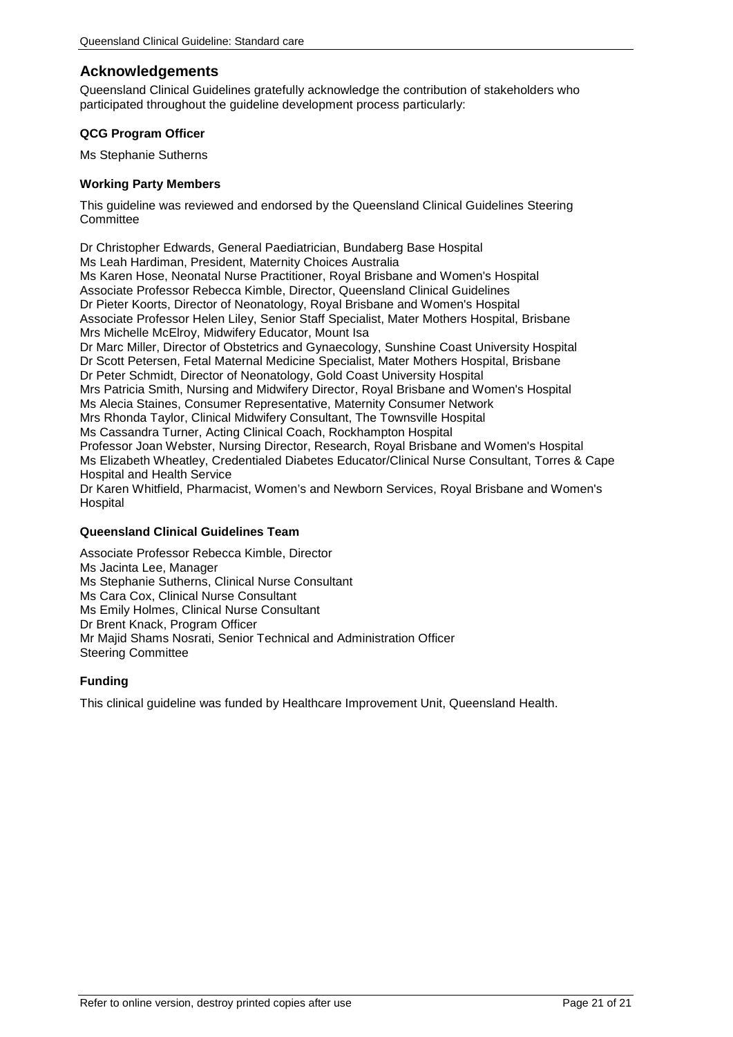## Acknowledgements

Queensland Clinical Guidelines gratefully acknowledge the contribution of stakeholders who participated throughout the guideline development process particularly:

### QCG Program Officer

Ms Stephanie Sutherns

### Working Party Members

This guideline was reviewed and endorsed by the Queensland Clinical Guidelines Steering Committee

Dr Christopher Edwards, General Paediatrician, Bundaberg Base Hospital
Ms Leah Hardiman, President, Maternity Choices Australia
Ms Karen Hose, Neonatal Nurse Practitioner, Royal Brisbane and Women's Hospital
Associate Professor Rebecca Kimble, Director, Queensland Clinical Guidelines
Dr Pieter Koorts, Director of Neonatology, Royal Brisbane and Women's Hospital
Associate Professor Helen Liley, Senior Staff Specialist, Mater Mothers Hospital, Brisbane
Mrs Michelle McElroy, Midwifery Educator, Mount Isa
Dr Marc Miller, Director of Obstetrics and Gynaecology, Sunshine Coast University Hospital
Dr Scott Petersen, Fetal Maternal Medicine Specialist, Mater Mothers Hospital, Brisbane
Dr Peter Schmidt, Director of Neonatology, Gold Coast University Hospital
Mrs Patricia Smith, Nursing and Midwifery Director, Royal Brisbane and Women's Hospital
Ms Alecia Staines, Consumer Representative, Maternity Consumer Network
Mrs Rhonda Taylor, Clinical Midwifery Consultant, The Townsville Hospital
Ms Cassandra Turner, Acting Clinical Coach, Rockhampton Hospital
Professor Joan Webster, Nursing Director, Research, Royal Brisbane and Women's Hospital
Ms Elizabeth Wheatley, Credentialed Diabetes Educator/Clinical Nurse Consultant, Torres & Cape Hospital and Health Service
Dr Karen Whitfield, Pharmacist, Women's and Newborn Services, Royal Brisbane and Women's Hospital

### Queensland Clinical Guidelines Team

Associate Professor Rebecca Kimble, Director
Ms Jacinta Lee, Manager
Ms Stephanie Sutherns, Clinical Nurse Consultant
Ms Cara Cox, Clinical Nurse Consultant
Ms Emily Holmes, Clinical Nurse Consultant
Dr Brent Knack, Program Officer
Mr Majid Shams Nosrati, Senior Technical and Administration Officer
Steering Committee

### Funding

This clinical guideline was funded by Healthcare Improvement Unit, Queensland Health.